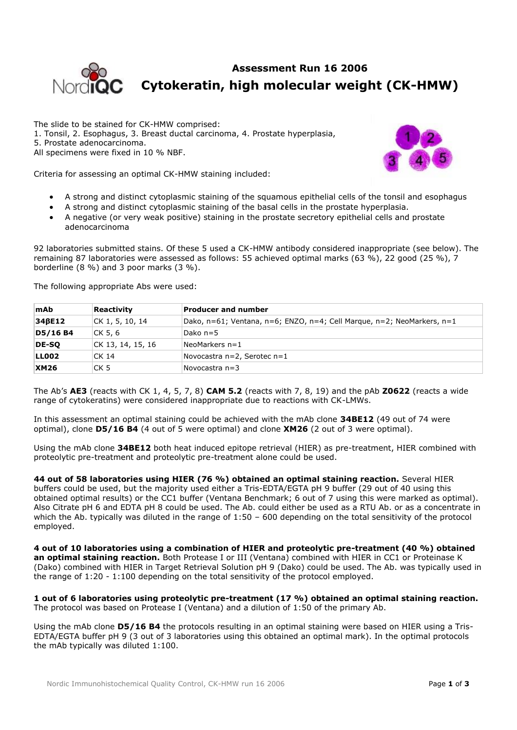# Assessment Run 16 2006

## Cytokeratin, high molecular weight (CK-HMW)

The slide to be stained for CK-HMW comprised:
1. Tonsil, 2. Esophagus, 3. Breast ductal carcinoma, 4. Prostate hyperplasia,
5. Prostate adenocarcinoma.
All specimens were fixed in 10 % NBF.

Criteria for assessing an optimal CK-HMW staining included:

- A strong and distinct cytoplasmic staining of the squamous epithelial cells of the tonsil and esophagus
- A strong and distinct cytoplasmic staining of the basal cells in the prostate hyperplasia.
- A negative (or very weak positive) staining in the prostate secretory epithelial cells and prostate adenocarcinoma

92 laboratories submitted stains. Of these 5 used a CK-HMW antibody considered inappropriate (see below). The remaining 87 laboratories were assessed as follows: 55 achieved optimal marks (63 %), 22 good (25 %), 7 borderline (8 %) and 3 poor marks (3 %).

The following appropriate Abs were used:

| mAb | Reactivity | Producer and number |
|---|---|---|
| **34βE12** | CK 1, 5, 10, 14 | Dako, n=61; Ventana, n=6; ENZO, n=4; Cell Marque, n=2; NeoMarkers, n=1 |
| **D5/16 B4** | CK 5, 6 | Dako n=5 |
| **DE-SQ** | CK 13, 14, 15, 16 | NeoMarkers n=1 |
| **LL002** | CK 14 | Novocastra n=2, Serotec n=1 |
| **XM26** | CK 5 | Novocastra n=3 |

The Ab's **AE3** (reacts with CK 1, 4, 5, 7, 8) **CAM 5.2** (reacts with 7, 8, 19) and the pAb **Z0622** (reacts a wide range of cytokeratins) were considered inappropriate due to reactions with CK-LMWs.

In this assessment an optimal staining could be achieved with the mAb clone **34BE12** (49 out of 74 were optimal), clone **D5/16 B4** (4 out of 5 were optimal) and clone **XM26** (2 out of 3 were optimal).

Using the mAb clone **34BE12** both heat induced epitope retrieval (HIER) as pre-treatment, HIER combined with proteolytic pre-treatment and proteolytic pre-treatment alone could be used.

**44 out of 58 laboratories using HIER (76 %) obtained an optimal staining reaction.** Several HIER buffers could be used, but the majority used either a Tris-EDTA/EGTA pH 9 buffer (29 out of 40 using this obtained optimal results) or the CC1 buffer (Ventana Benchmark; 6 out of 7 using this were marked as optimal). Also Citrate pH 6 and EDTA pH 8 could be used. The Ab. could either be used as a RTU Ab. or as a concentrate in which the Ab. typically was diluted in the range of 1:50 – 600 depending on the total sensitivity of the protocol employed.

**4 out of 10 laboratories using a combination of HIER and proteolytic pre-treatment (40 %) obtained an optimal staining reaction.** Both Protease I or III (Ventana) combined with HIER in CC1 or Proteinase K (Dako) combined with HIER in Target Retrieval Solution pH 9 (Dako) could be used. The Ab. was typically used in the range of 1:20 - 1:100 depending on the total sensitivity of the protocol employed.

**1 out of 6 laboratories using proteolytic pre-treatment (17 %) obtained an optimal staining reaction.** The protocol was based on Protease I (Ventana) and a dilution of 1:50 of the primary Ab.

Using the mAb clone **D5/16 B4** the protocols resulting in an optimal staining were based on HIER using a Tris-EDTA/EGTA buffer pH 9 (3 out of 3 laboratories using this obtained an optimal mark). In the optimal protocols the mAb typically was diluted 1:100.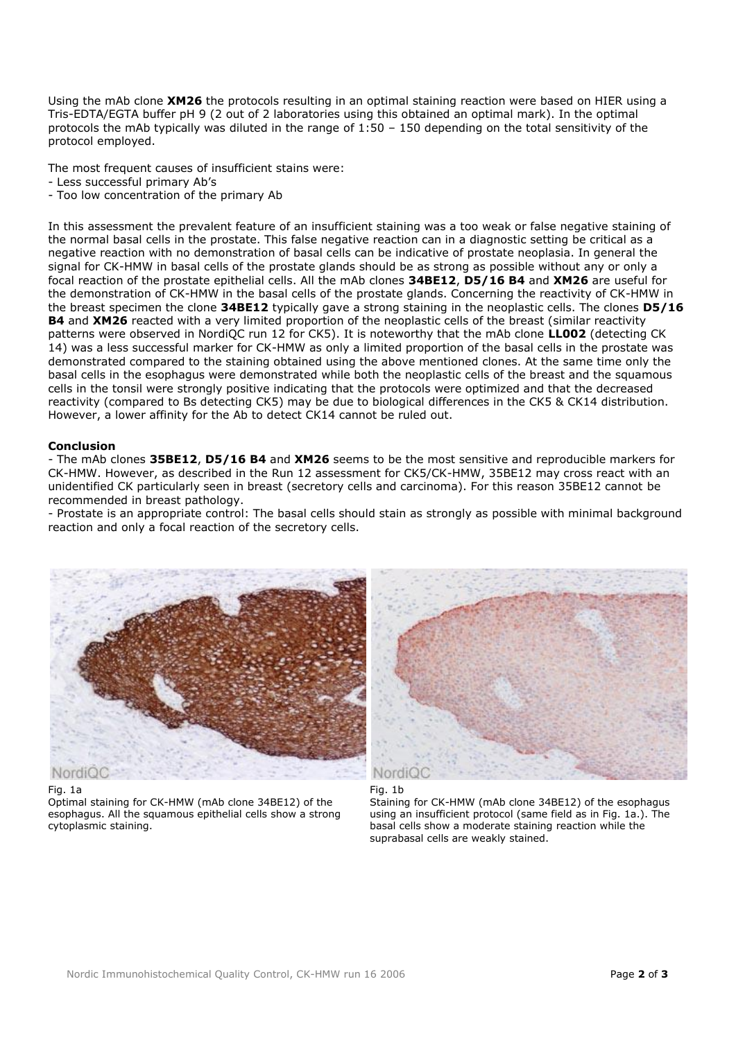Using the mAb clone **XM26** the protocols resulting in an optimal staining reaction were based on HIER using a Tris-EDTA/EGTA buffer pH 9 (2 out of 2 laboratories using this obtained an optimal mark). In the optimal protocols the mAb typically was diluted in the range of 1:50 – 150 depending on the total sensitivity of the protocol employed.

The most frequent causes of insufficient stains were:
- Less successful primary Ab's
- Too low concentration of the primary Ab

In this assessment the prevalent feature of an insufficient staining was a too weak or false negative staining of the normal basal cells in the prostate. This false negative reaction can in a diagnostic setting be critical as a negative reaction with no demonstration of basal cells can be indicative of prostate neoplasia. In general the signal for CK-HMW in basal cells of the prostate glands should be as strong as possible without any or only a focal reaction of the prostate epithelial cells. All the mAb clones **34BE12**, **D5/16 B4** and **XM26** are useful for the demonstration of CK-HMW in the basal cells of the prostate glands. Concerning the reactivity of CK-HMW in the breast specimen the clone **34BE12** typically gave a strong staining in the neoplastic cells. The clones **D5/16 B4** and **XM26** reacted with a very limited proportion of the neoplastic cells of the breast (similar reactivity patterns were observed in NordiQC run 12 for CK5). It is noteworthy that the mAb clone **LL002** (detecting CK 14) was a less successful marker for CK-HMW as only a limited proportion of the basal cells in the prostate was demonstrated compared to the staining obtained using the above mentioned clones. At the same time only the basal cells in the esophagus were demonstrated while both the neoplastic cells of the breast and the squamous cells in the tonsil were strongly positive indicating that the protocols were optimized and that the decreased reactivity (compared to Bs detecting CK5) may be due to biological differences in the CK5 & CK14 distribution. However, a lower affinity for the Ab to detect CK14 cannot be ruled out.

**Conclusion**

- The mAb clones **35BE12**, **D5/16 B4** and **XM26** seems to be the most sensitive and reproducible markers for CK-HMW. However, as described in the Run 12 assessment for CK5/CK-HMW, 35BE12 may cross react with an unidentified CK particularly seen in breast (secretory cells and carcinoma). For this reason 35BE12 cannot be recommended in breast pathology.
- Prostate is an appropriate control: The basal cells should stain as strongly as possible with minimal background reaction and only a focal reaction of the secretory cells.

Fig. 1a
Optimal staining for CK-HMW (mAb clone 34BE12) of the esophagus. All the squamous epithelial cells show a strong cytoplasmic staining.

Fig. 1b
Staining for CK-HMW (mAb clone 34BE12) of the esophagus using an insufficient protocol (same field as in Fig. 1a.). The basal cells show a moderate staining reaction while the suprabasal cells are weakly stained.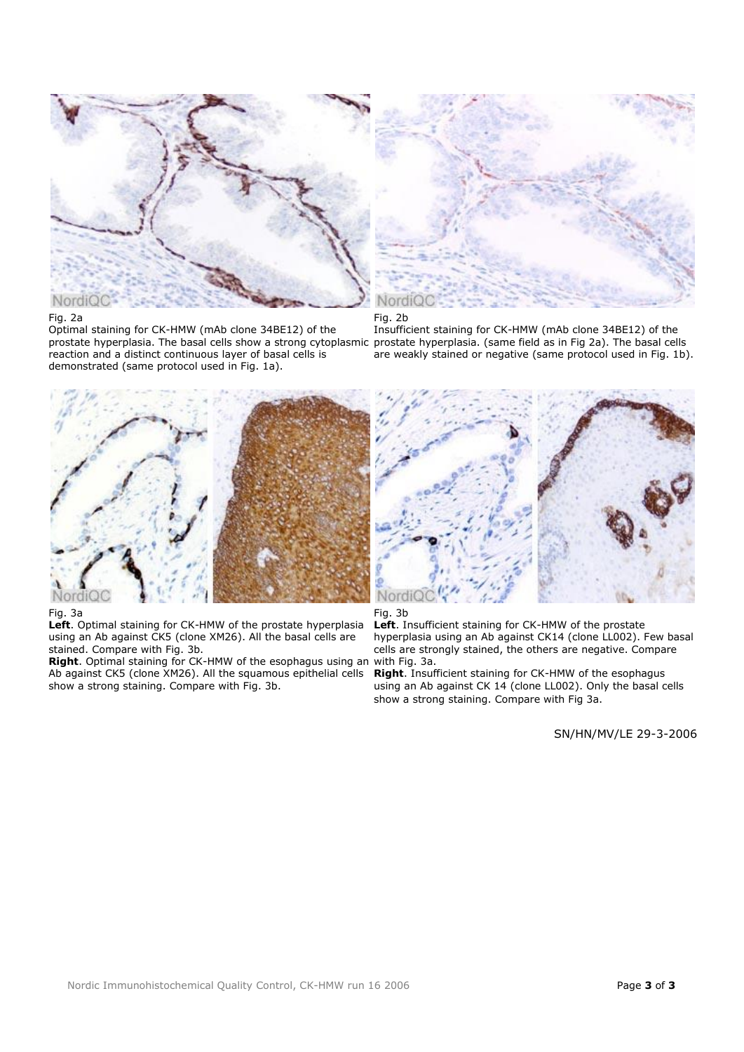Fig. 2a
Optimal staining for CK-HMW (mAb clone 34BE12) of the prostate hyperplasia. The basal cells show a strong cytoplasmic reaction and a distinct continuous layer of basal cells is demonstrated (same protocol used in Fig. 1a).

Fig. 2b
Insufficient staining for CK-HMW (mAb clone 34BE12) of the prostate hyperplasia. (same field as in Fig 2a). The basal cells are weakly stained or negative (same protocol used in Fig. 1b).

Fig. 3a
**Left**. Optimal staining for CK-HMW of the prostate hyperplasia using an Ab against CK5 (clone XM26). All the basal cells are stained. Compare with Fig. 3b.
**Right**. Optimal staining for CK-HMW of the esophagus using an Ab against CK5 (clone XM26). All the squamous epithelial cells show a strong staining. Compare with Fig. 3b.

Fig. 3b
**Left**. Insufficient staining for CK-HMW of the prostate hyperplasia using an Ab against CK14 (clone LL002). Few basal cells are strongly stained, the others are negative. Compare with Fig. 3a.
**Right**. Insufficient staining for CK-HMW of the esophagus using an Ab against CK 14 (clone LL002). Only the basal cells show a strong staining. Compare with Fig 3a.

SN/HN/MV/LE 29-3-2006